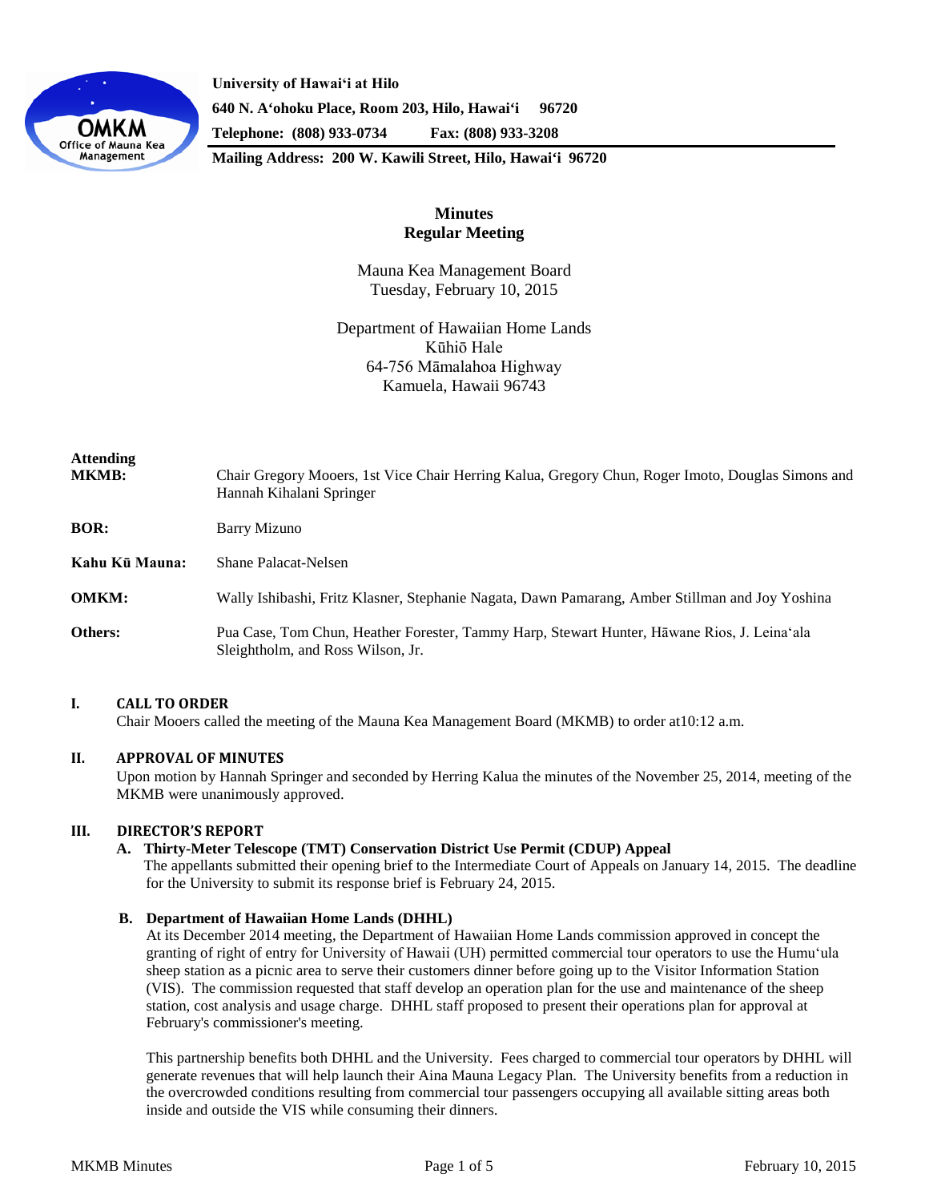**University of Hawaiʻi at Hilo**
**640 N. Aʻohoku Place, Room 203, Hilo, Hawaiʻi 96720**
**Telephone: (808) 933-0734 Fax: (808) 933-3208**
**Mailing Address: 200 W. Kawili Street, Hilo, Hawaiʻi 96720**

# Minutes
## Regular Meeting

Mauna Kea Management Board
Tuesday, February 10, 2015

Department of Hawaiian Home Lands
Kūhiō Hale
64-756 Māmalahoa Highway
Kamuela, Hawaii 96743

**Attending**

**MKMB:** Chair Gregory Mooers, 1st Vice Chair Herring Kalua, Gregory Chun, Roger Imoto, Douglas Simons and Hannah Kihalani Springer

**BOR:** Barry Mizuno

**Kahu Kū Mauna:** Shane Palacat-Nelsen

**OMKM:** Wally Ishibashi, Fritz Klasner, Stephanie Nagata, Dawn Pamarang, Amber Stillman and Joy Yoshina

**Others:** Pua Case, Tom Chun, Heather Forester, Tammy Harp, Stewart Hunter, Hāwane Rios, J. Leinaʻala Sleightholm, and Ross Wilson, Jr.

### I. CALL TO ORDER

Chair Mooers called the meeting of the Mauna Kea Management Board (MKMB) to order at10:12 a.m.

### II. APPROVAL OF MINUTES

Upon motion by Hannah Springer and seconded by Herring Kalua the minutes of the November 25, 2014, meeting of the MKMB were unanimously approved.

### III. DIRECTOR'S REPORT

**A. Thirty-Meter Telescope (TMT) Conservation District Use Permit (CDUP) Appeal**

The appellants submitted their opening brief to the Intermediate Court of Appeals on January 14, 2015. The deadline for the University to submit its response brief is February 24, 2015.

**B. Department of Hawaiian Home Lands (DHHL)**

At its December 2014 meeting, the Department of Hawaiian Home Lands commission approved in concept the granting of right of entry for University of Hawaii (UH) permitted commercial tour operators to use the Humuʻula sheep station as a picnic area to serve their customers dinner before going up to the Visitor Information Station (VIS). The commission requested that staff develop an operation plan for the use and maintenance of the sheep station, cost analysis and usage charge. DHHL staff proposed to present their operations plan for approval at February's commissioner's meeting.

This partnership benefits both DHHL and the University. Fees charged to commercial tour operators by DHHL will generate revenues that will help launch their Aina Mauna Legacy Plan. The University benefits from a reduction in the overcrowded conditions resulting from commercial tour passengers occupying all available sitting areas both inside and outside the VIS while consuming their dinners.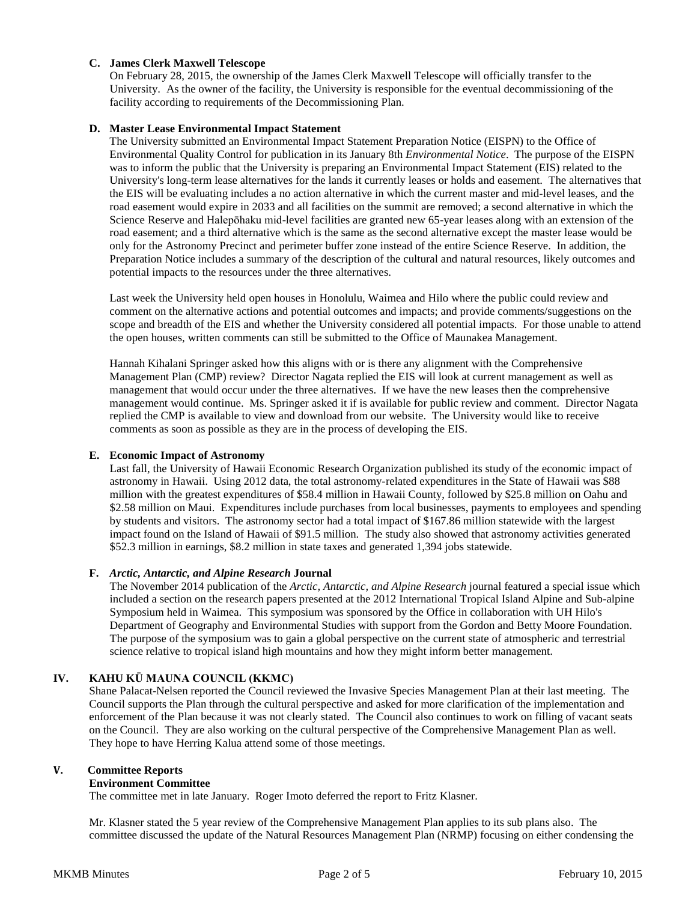### C. James Clerk Maxwell Telescope

On February 28, 2015, the ownership of the James Clerk Maxwell Telescope will officially transfer to the University. As the owner of the facility, the University is responsible for the eventual decommissioning of the facility according to requirements of the Decommissioning Plan.

### D. Master Lease Environmental Impact Statement

The University submitted an Environmental Impact Statement Preparation Notice (EISPN) to the Office of Environmental Quality Control for publication in its January 8th *Environmental Notice*. The purpose of the EISPN was to inform the public that the University is preparing an Environmental Impact Statement (EIS) related to the University's long-term lease alternatives for the lands it currently leases or holds and easement. The alternatives that the EIS will be evaluating includes a no action alternative in which the current master and mid-level leases, and the road easement would expire in 2033 and all facilities on the summit are removed; a second alternative in which the Science Reserve and Halepōhaku mid-level facilities are granted new 65-year leases along with an extension of the road easement; and a third alternative which is the same as the second alternative except the master lease would be only for the Astronomy Precinct and perimeter buffer zone instead of the entire Science Reserve. In addition, the Preparation Notice includes a summary of the description of the cultural and natural resources, likely outcomes and potential impacts to the resources under the three alternatives.

Last week the University held open houses in Honolulu, Waimea and Hilo where the public could review and comment on the alternative actions and potential outcomes and impacts; and provide comments/suggestions on the scope and breadth of the EIS and whether the University considered all potential impacts. For those unable to attend the open houses, written comments can still be submitted to the Office of Maunakea Management.

Hannah Kihalani Springer asked how this aligns with or is there any alignment with the Comprehensive Management Plan (CMP) review? Director Nagata replied the EIS will look at current management as well as management that would occur under the three alternatives. If we have the new leases then the comprehensive management would continue. Ms. Springer asked it if is available for public review and comment. Director Nagata replied the CMP is available to view and download from our website. The University would like to receive comments as soon as possible as they are in the process of developing the EIS.

### E. Economic Impact of Astronomy

Last fall, the University of Hawaii Economic Research Organization published its study of the economic impact of astronomy in Hawaii. Using 2012 data, the total astronomy-related expenditures in the State of Hawaii was $88 million with the greatest expenditures of $58.4 million in Hawaii County, followed by $25.8 million on Oahu and $2.58 million on Maui. Expenditures include purchases from local businesses, payments to employees and spending by students and visitors. The astronomy sector had a total impact of $167.86 million statewide with the largest impact found on the Island of Hawaii of $91.5 million. The study also showed that astronomy activities generated $52.3 million in earnings, $8.2 million in state taxes and generated 1,394 jobs statewide.

### F. *Arctic, Antarctic, and Alpine Research* Journal

The November 2014 publication of the *Arctic, Antarctic, and Alpine Research* journal featured a special issue which included a section on the research papers presented at the 2012 International Tropical Island Alpine and Sub-alpine Symposium held in Waimea. This symposium was sponsored by the Office in collaboration with UH Hilo's Department of Geography and Environmental Studies with support from the Gordon and Betty Moore Foundation. The purpose of the symposium was to gain a global perspective on the current state of atmospheric and terrestrial science relative to tropical island high mountains and how they might inform better management.

## IV. KAHU KŪ MAUNA COUNCIL (KKMC)

Shane Palacat-Nelsen reported the Council reviewed the Invasive Species Management Plan at their last meeting. The Council supports the Plan through the cultural perspective and asked for more clarification of the implementation and enforcement of the Plan because it was not clearly stated. The Council also continues to work on filling of vacant seats on the Council. They are also working on the cultural perspective of the Comprehensive Management Plan as well. They hope to have Herring Kalua attend some of those meetings.

## V. Committee Reports

**Environment Committee**

The committee met in late January. Roger Imoto deferred the report to Fritz Klasner.

Mr. Klasner stated the 5 year review of the Comprehensive Management Plan applies to its sub plans also. The committee discussed the update of the Natural Resources Management Plan (NRMP) focusing on either condensing the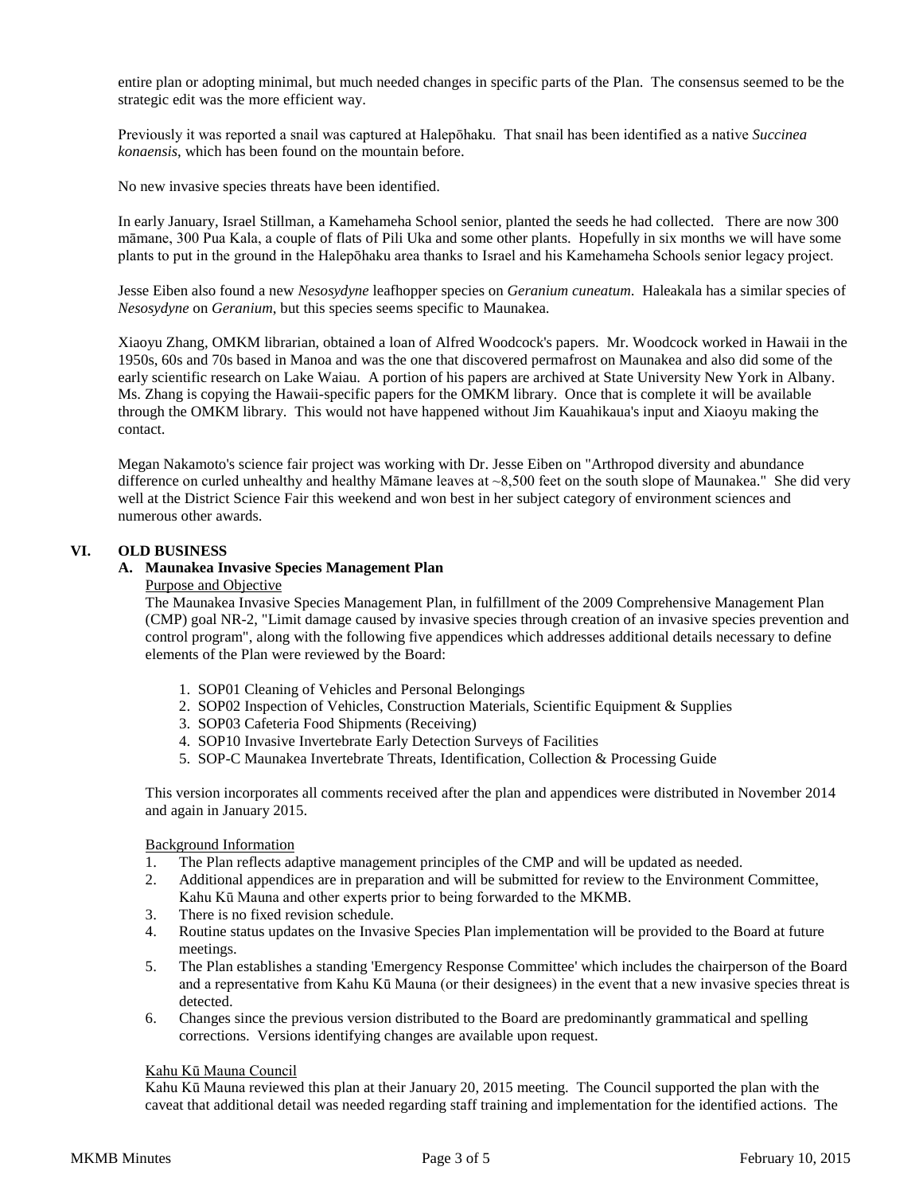entire plan or adopting minimal, but much needed changes in specific parts of the Plan. The consensus seemed to be the strategic edit was the more efficient way.

Previously it was reported a snail was captured at Halepōhaku. That snail has been identified as a native *Succinea konaensis*, which has been found on the mountain before.

No new invasive species threats have been identified.

In early January, Israel Stillman, a Kamehameha School senior, planted the seeds he had collected. There are now 300 māmane, 300 Pua Kala, a couple of flats of Pili Uka and some other plants. Hopefully in six months we will have some plants to put in the ground in the Halepōhaku area thanks to Israel and his Kamehameha Schools senior legacy project.

Jesse Eiben also found a new *Nesosydyne* leafhopper species on *Geranium cuneatum*. Haleakala has a similar species of *Nesosydyne* on *Geranium*, but this species seems specific to Maunakea.

Xiaoyu Zhang, OMKM librarian, obtained a loan of Alfred Woodcock's papers. Mr. Woodcock worked in Hawaii in the 1950s, 60s and 70s based in Manoa and was the one that discovered permafrost on Maunakea and also did some of the early scientific research on Lake Waiau. A portion of his papers are archived at State University New York in Albany. Ms. Zhang is copying the Hawaii-specific papers for the OMKM library. Once that is complete it will be available through the OMKM library. This would not have happened without Jim Kauahikaua's input and Xiaoyu making the contact.

Megan Nakamoto's science fair project was working with Dr. Jesse Eiben on "Arthropod diversity and abundance difference on curled unhealthy and healthy Māmane leaves at ~8,500 feet on the south slope of Maunakea." She did very well at the District Science Fair this weekend and won best in her subject category of environment sciences and numerous other awards.

## VI. OLD BUSINESS

### A. Maunakea Invasive Species Management Plan

Purpose and Objective

The Maunakea Invasive Species Management Plan, in fulfillment of the 2009 Comprehensive Management Plan (CMP) goal NR-2, "Limit damage caused by invasive species through creation of an invasive species prevention and control program", along with the following five appendices which addresses additional details necessary to define elements of the Plan were reviewed by the Board:

1. SOP01 Cleaning of Vehicles and Personal Belongings
2. SOP02 Inspection of Vehicles, Construction Materials, Scientific Equipment & Supplies
3. SOP03 Cafeteria Food Shipments (Receiving)
4. SOP10 Invasive Invertebrate Early Detection Surveys of Facilities
5. SOP-C Maunakea Invertebrate Threats, Identification, Collection & Processing Guide

This version incorporates all comments received after the plan and appendices were distributed in November 2014 and again in January 2015.

Background Information

1. The Plan reflects adaptive management principles of the CMP and will be updated as needed.
2. Additional appendices are in preparation and will be submitted for review to the Environment Committee, Kahu Kū Mauna and other experts prior to being forwarded to the MKMB.
3. There is no fixed revision schedule.
4. Routine status updates on the Invasive Species Plan implementation will be provided to the Board at future meetings.
5. The Plan establishes a standing 'Emergency Response Committee' which includes the chairperson of the Board and a representative from Kahu Kū Mauna (or their designees) in the event that a new invasive species threat is detected.
6. Changes since the previous version distributed to the Board are predominantly grammatical and spelling corrections. Versions identifying changes are available upon request.

Kahu Kū Mauna Council

Kahu Kū Mauna reviewed this plan at their January 20, 2015 meeting. The Council supported the plan with the caveat that additional detail was needed regarding staff training and implementation for the identified actions. The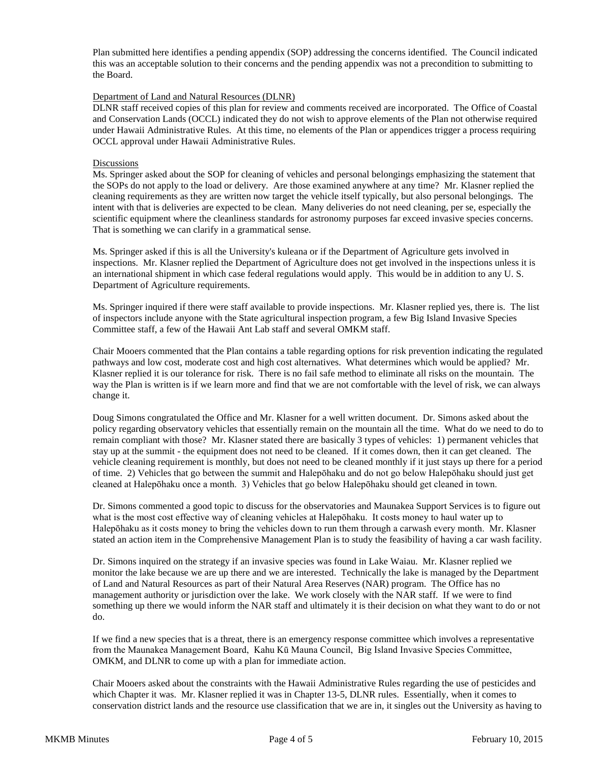Plan submitted here identifies a pending appendix (SOP) addressing the concerns identified. The Council indicated this was an acceptable solution to their concerns and the pending appendix was not a precondition to submitting to the Board.

Department of Land and Natural Resources (DLNR)

DLNR staff received copies of this plan for review and comments received are incorporated. The Office of Coastal and Conservation Lands (OCCL) indicated they do not wish to approve elements of the Plan not otherwise required under Hawaii Administrative Rules. At this time, no elements of the Plan or appendices trigger a process requiring OCCL approval under Hawaii Administrative Rules.

Discussions

Ms. Springer asked about the SOP for cleaning of vehicles and personal belongings emphasizing the statement that the SOPs do not apply to the load or delivery. Are those examined anywhere at any time? Mr. Klasner replied the cleaning requirements as they are written now target the vehicle itself typically, but also personal belongings. The intent with that is deliveries are expected to be clean. Many deliveries do not need cleaning, per se, especially the scientific equipment where the cleanliness standards for astronomy purposes far exceed invasive species concerns. That is something we can clarify in a grammatical sense.

Ms. Springer asked if this is all the University's kuleana or if the Department of Agriculture gets involved in inspections. Mr. Klasner replied the Department of Agriculture does not get involved in the inspections unless it is an international shipment in which case federal regulations would apply. This would be in addition to any U. S. Department of Agriculture requirements.

Ms. Springer inquired if there were staff available to provide inspections. Mr. Klasner replied yes, there is. The list of inspectors include anyone with the State agricultural inspection program, a few Big Island Invasive Species Committee staff, a few of the Hawaii Ant Lab staff and several OMKM staff.

Chair Mooers commented that the Plan contains a table regarding options for risk prevention indicating the regulated pathways and low cost, moderate cost and high cost alternatives. What determines which would be applied? Mr. Klasner replied it is our tolerance for risk. There is no fail safe method to eliminate all risks on the mountain. The way the Plan is written is if we learn more and find that we are not comfortable with the level of risk, we can always change it.

Doug Simons congratulated the Office and Mr. Klasner for a well written document. Dr. Simons asked about the policy regarding observatory vehicles that essentially remain on the mountain all the time. What do we need to do to remain compliant with those? Mr. Klasner stated there are basically 3 types of vehicles: 1) permanent vehicles that stay up at the summit - the equipment does not need to be cleaned. If it comes down, then it can get cleaned. The vehicle cleaning requirement is monthly, but does not need to be cleaned monthly if it just stays up there for a period of time. 2) Vehicles that go between the summit and Halepōhaku and do not go below Halepōhaku should just get cleaned at Halepōhaku once a month. 3) Vehicles that go below Halepōhaku should get cleaned in town.

Dr. Simons commented a good topic to discuss for the observatories and Maunakea Support Services is to figure out what is the most cost effective way of cleaning vehicles at Halepōhaku. It costs money to haul water up to Halepōhaku as it costs money to bring the vehicles down to run them through a carwash every month. Mr. Klasner stated an action item in the Comprehensive Management Plan is to study the feasibility of having a car wash facility.

Dr. Simons inquired on the strategy if an invasive species was found in Lake Waiau. Mr. Klasner replied we monitor the lake because we are up there and we are interested. Technically the lake is managed by the Department of Land and Natural Resources as part of their Natural Area Reserves (NAR) program. The Office has no management authority or jurisdiction over the lake. We work closely with the NAR staff. If we were to find something up there we would inform the NAR staff and ultimately it is their decision on what they want to do or not do.

If we find a new species that is a threat, there is an emergency response committee which involves a representative from the Maunakea Management Board, Kahu Kū Mauna Council, Big Island Invasive Species Committee, OMKM, and DLNR to come up with a plan for immediate action.

Chair Mooers asked about the constraints with the Hawaii Administrative Rules regarding the use of pesticides and which Chapter it was. Mr. Klasner replied it was in Chapter 13-5, DLNR rules. Essentially, when it comes to conservation district lands and the resource use classification that we are in, it singles out the University as having to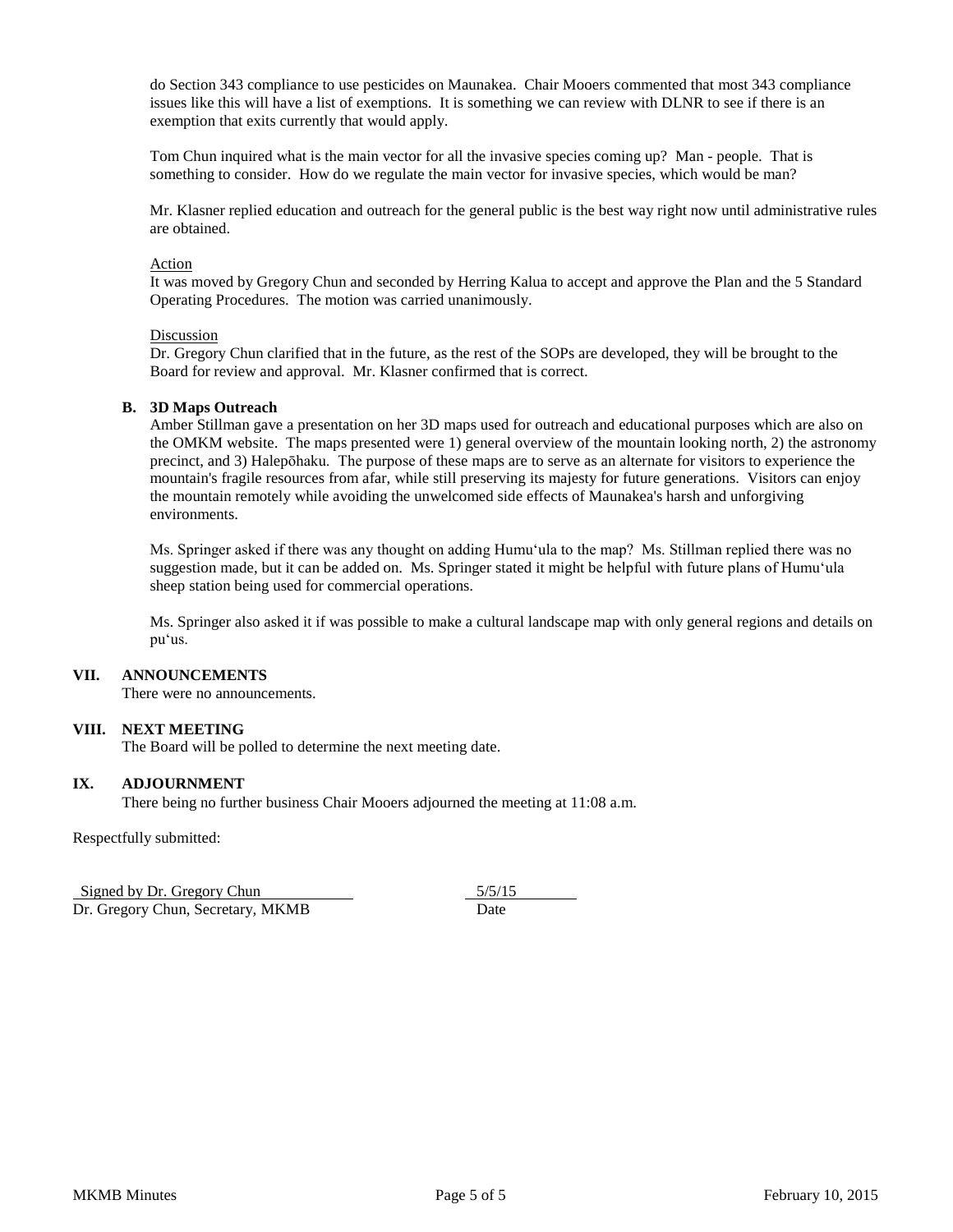do Section 343 compliance to use pesticides on Maunakea. Chair Mooers commented that most 343 compliance issues like this will have a list of exemptions. It is something we can review with DLNR to see if there is an exemption that exits currently that would apply.

Tom Chun inquired what is the main vector for all the invasive species coming up? Man - people. That is something to consider. How do we regulate the main vector for invasive species, which would be man?

Mr. Klasner replied education and outreach for the general public is the best way right now until administrative rules are obtained.

Action

It was moved by Gregory Chun and seconded by Herring Kalua to accept and approve the Plan and the 5 Standard Operating Procedures. The motion was carried unanimously.

Discussion

Dr. Gregory Chun clarified that in the future, as the rest of the SOPs are developed, they will be brought to the Board for review and approval. Mr. Klasner confirmed that is correct.

**B. 3D Maps Outreach**

Amber Stillman gave a presentation on her 3D maps used for outreach and educational purposes which are also on the OMKM website. The maps presented were 1) general overview of the mountain looking north, 2) the astronomy precinct, and 3) Halepōhaku. The purpose of these maps are to serve as an alternate for visitors to experience the mountain's fragile resources from afar, while still preserving its majesty for future generations. Visitors can enjoy the mountain remotely while avoiding the unwelcomed side effects of Maunakea's harsh and unforgiving environments.

Ms. Springer asked if there was any thought on adding Humuʻula to the map? Ms. Stillman replied there was no suggestion made, but it can be added on. Ms. Springer stated it might be helpful with future plans of Humuʻula sheep station being used for commercial operations.

Ms. Springer also asked it if was possible to make a cultural landscape map with only general regions and details on puʻus.

## VII. ANNOUNCEMENTS

There were no announcements.

## VIII. NEXT MEETING

The Board will be polled to determine the next meeting date.

## IX. ADJOURNMENT

There being no further business Chair Mooers adjourned the meeting at 11:08 a.m.

Respectfully submitted:

Signed by Dr. Gregory Chun — 5/5/15

Dr. Gregory Chun, Secretary, MKMB — Date